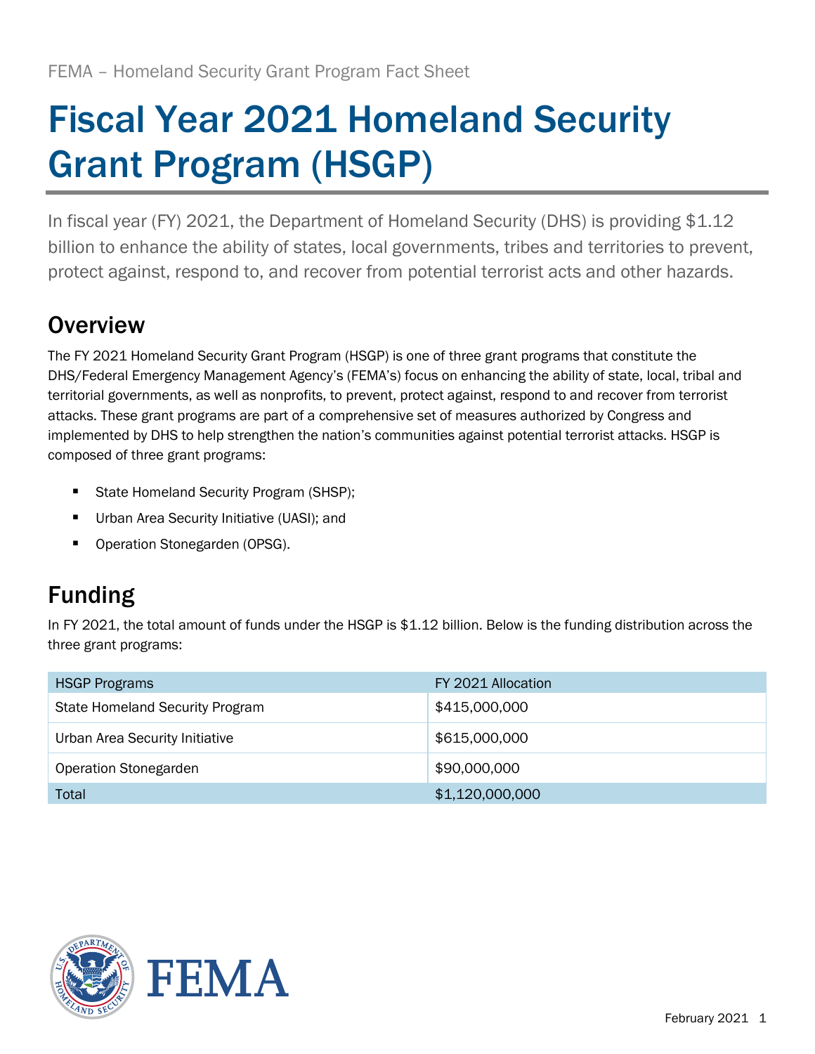FEMA – Homeland Security Grant Program Fact Sheet

# Fiscal Year 2021 Homeland Security Grant Program (HSGP)

In fiscal year (FY) 2021, the Department of Homeland Security (DHS) is providing $1.12 billion to enhance the ability of states, local governments, tribes and territories to prevent, protect against, respond to, and recover from potential terrorist acts and other hazards.

## Overview

The FY 2021 Homeland Security Grant Program (HSGP) is one of three grant programs that constitute the DHS/Federal Emergency Management Agency's (FEMA's) focus on enhancing the ability of state, local, tribal and territorial governments, as well as nonprofits, to prevent, protect against, respond to and recover from terrorist attacks. These grant programs are part of a comprehensive set of measures authorized by Congress and implemented by DHS to help strengthen the nation's communities against potential terrorist attacks. HSGP is composed of three grant programs:

- State Homeland Security Program (SHSP);
- Urban Area Security Initiative (UASI); and
- Operation Stonegarden (OPSG).

## Funding

In FY 2021, the total amount of funds under the HSGP is $1.12 billion. Below is the funding distribution across the three grant programs:

| HSGP Programs | FY 2021 Allocation |
|---|---|
| State Homeland Security Program | $415,000,000 |
| Urban Area Security Initiative | $615,000,000 |
| Operation Stonegarden | $90,000,000 |
| Total | $1,120,000,000 |

February 2021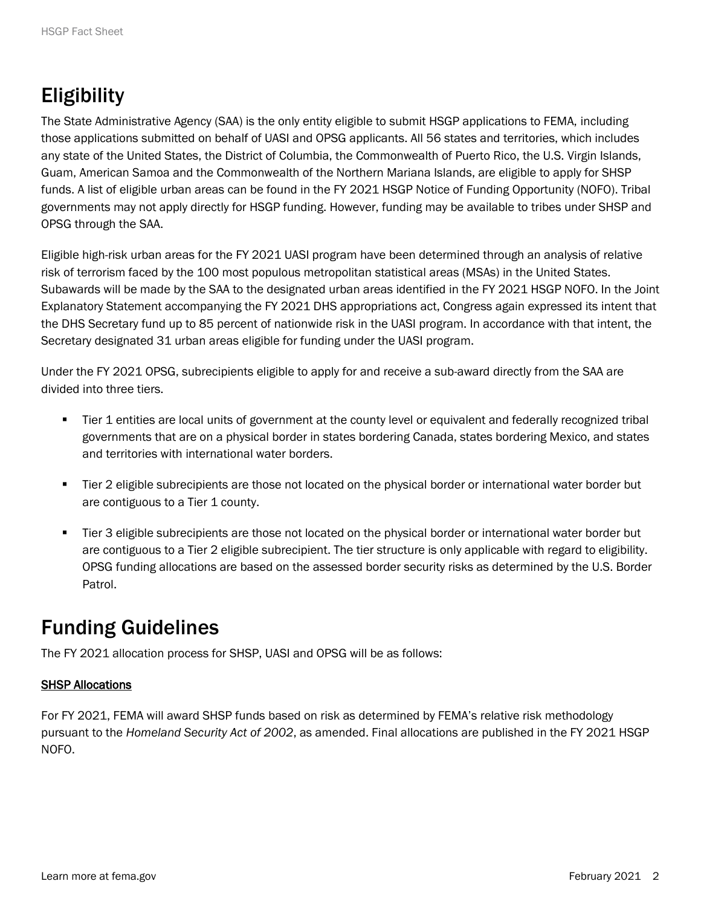## Eligibility

The State Administrative Agency (SAA) is the only entity eligible to submit HSGP applications to FEMA, including those applications submitted on behalf of UASI and OPSG applicants. All 56 states and territories, which includes any state of the United States, the District of Columbia, the Commonwealth of Puerto Rico, the U.S. Virgin Islands, Guam, American Samoa and the Commonwealth of the Northern Mariana Islands, are eligible to apply for SHSP funds. A list of eligible urban areas can be found in the FY 2021 HSGP Notice of Funding Opportunity (NOFO). Tribal governments may not apply directly for HSGP funding. However, funding may be available to tribes under SHSP and OPSG through the SAA.

Eligible high-risk urban areas for the FY 2021 UASI program have been determined through an analysis of relative risk of terrorism faced by the 100 most populous metropolitan statistical areas (MSAs) in the United States. Subawards will be made by the SAA to the designated urban areas identified in the FY 2021 HSGP NOFO. In the Joint Explanatory Statement accompanying the FY 2021 DHS appropriations act, Congress again expressed its intent that the DHS Secretary fund up to 85 percent of nationwide risk in the UASI program. In accordance with that intent, the Secretary designated 31 urban areas eligible for funding under the UASI program.

Under the FY 2021 OPSG, subrecipients eligible to apply for and receive a sub-award directly from the SAA are divided into three tiers.

- Tier 1 entities are local units of government at the county level or equivalent and federally recognized tribal governments that are on a physical border in states bordering Canada, states bordering Mexico, and states and territories with international water borders.
- Tier 2 eligible subrecipients are those not located on the physical border or international water border but are contiguous to a Tier 1 county.
- Tier 3 eligible subrecipients are those not located on the physical border or international water border but are contiguous to a Tier 2 eligible subrecipient. The tier structure is only applicable with regard to eligibility. OPSG funding allocations are based on the assessed border security risks as determined by the U.S. Border Patrol.

## Funding Guidelines

The FY 2021 allocation process for SHSP, UASI and OPSG will be as follows:

**SHSP Allocations**

For FY 2021, FEMA will award SHSP funds based on risk as determined by FEMA's relative risk methodology pursuant to the *Homeland Security Act of 2002*, as amended. Final allocations are published in the FY 2021 HSGP NOFO.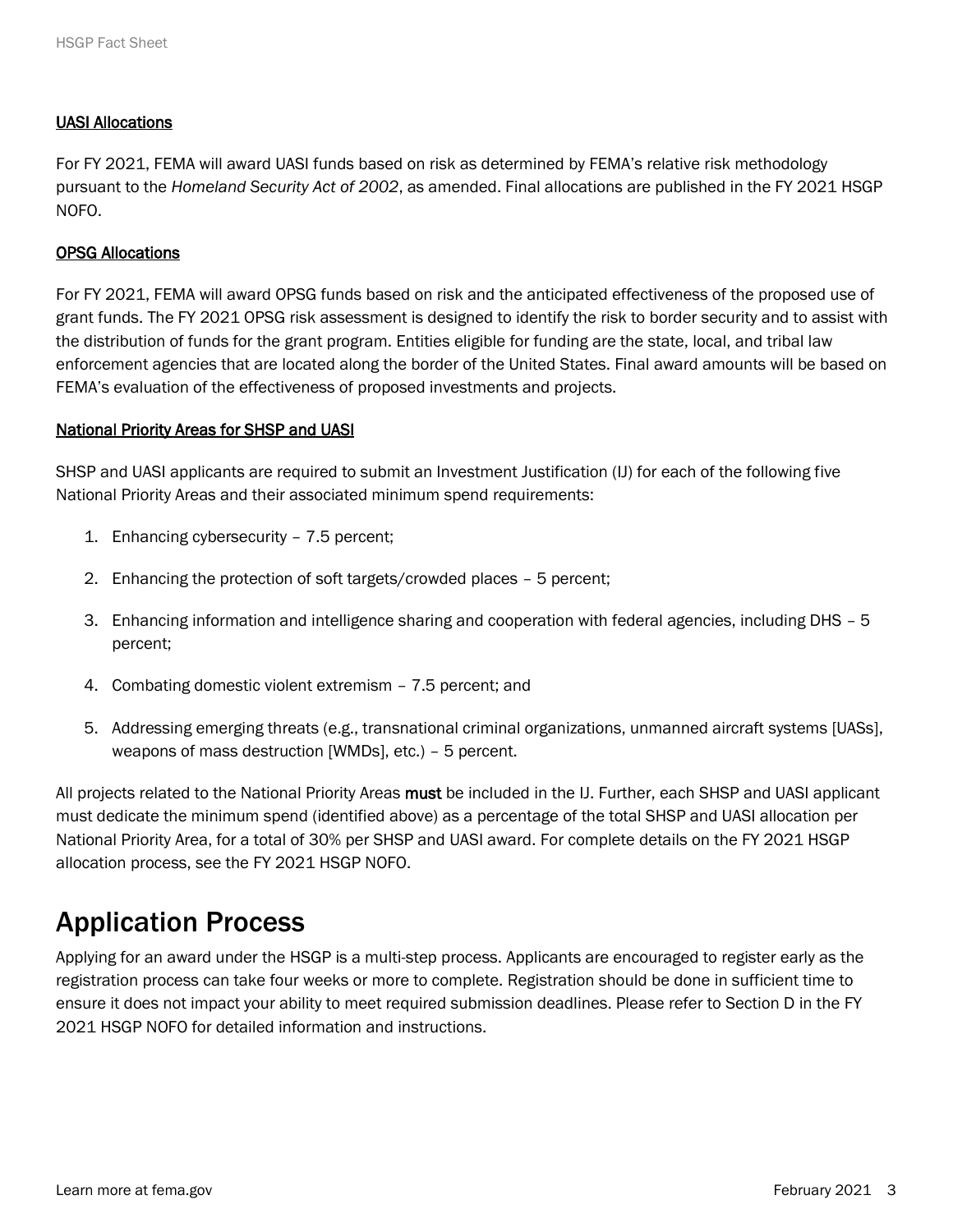### UASI Allocations

For FY 2021, FEMA will award UASI funds based on risk as determined by FEMA's relative risk methodology pursuant to the *Homeland Security Act of 2002*, as amended. Final allocations are published in the FY 2021 HSGP NOFO.

### OPSG Allocations

For FY 2021, FEMA will award OPSG funds based on risk and the anticipated effectiveness of the proposed use of grant funds. The FY 2021 OPSG risk assessment is designed to identify the risk to border security and to assist with the distribution of funds for the grant program. Entities eligible for funding are the state, local, and tribal law enforcement agencies that are located along the border of the United States. Final award amounts will be based on FEMA's evaluation of the effectiveness of proposed investments and projects.

### National Priority Areas for SHSP and UASI

SHSP and UASI applicants are required to submit an Investment Justification (IJ) for each of the following five National Priority Areas and their associated minimum spend requirements:

1. Enhancing cybersecurity – 7.5 percent;
2. Enhancing the protection of soft targets/crowded places – 5 percent;
3. Enhancing information and intelligence sharing and cooperation with federal agencies, including DHS – 5 percent;
4. Combating domestic violent extremism – 7.5 percent; and
5. Addressing emerging threats (e.g., transnational criminal organizations, unmanned aircraft systems [UASs], weapons of mass destruction [WMDs], etc.) – 5 percent.

All projects related to the National Priority Areas **must** be included in the IJ. Further, each SHSP and UASI applicant must dedicate the minimum spend (identified above) as a percentage of the total SHSP and UASI allocation per National Priority Area, for a total of 30% per SHSP and UASI award. For complete details on the FY 2021 HSGP allocation process, see the FY 2021 HSGP NOFO.

## Application Process

Applying for an award under the HSGP is a multi-step process. Applicants are encouraged to register early as the registration process can take four weeks or more to complete. Registration should be done in sufficient time to ensure it does not impact your ability to meet required submission deadlines. Please refer to Section D in the FY 2021 HSGP NOFO for detailed information and instructions.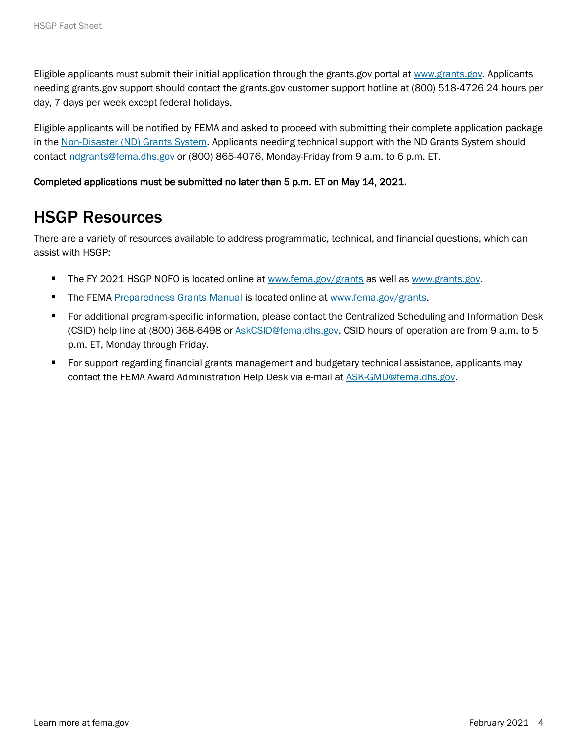Eligible applicants must submit their initial application through the grants.gov portal at www.grants.gov. Applicants needing grants.gov support should contact the grants.gov customer support hotline at (800) 518-4726 24 hours per day, 7 days per week except federal holidays.

Eligible applicants will be notified by FEMA and asked to proceed with submitting their complete application package in the Non-Disaster (ND) Grants System. Applicants needing technical support with the ND Grants System should contact ndgrants@fema.dhs.gov or (800) 865-4076, Monday-Friday from 9 a.m. to 6 p.m. ET.

**Completed applications must be submitted no later than 5 p.m. ET on May 14, 2021**.

## HSGP Resources

There are a variety of resources available to address programmatic, technical, and financial questions, which can assist with HSGP:

- The FY 2021 HSGP NOFO is located online at www.fema.gov/grants as well as www.grants.gov.
- The FEMA Preparedness Grants Manual is located online at www.fema.gov/grants.
- For additional program-specific information, please contact the Centralized Scheduling and Information Desk (CSID) help line at (800) 368-6498 or AskCSID@fema.dhs.gov. CSID hours of operation are from 9 a.m. to 5 p.m. ET, Monday through Friday.
- For support regarding financial grants management and budgetary technical assistance, applicants may contact the FEMA Award Administration Help Desk via e-mail at ASK-GMD@fema.dhs.gov.